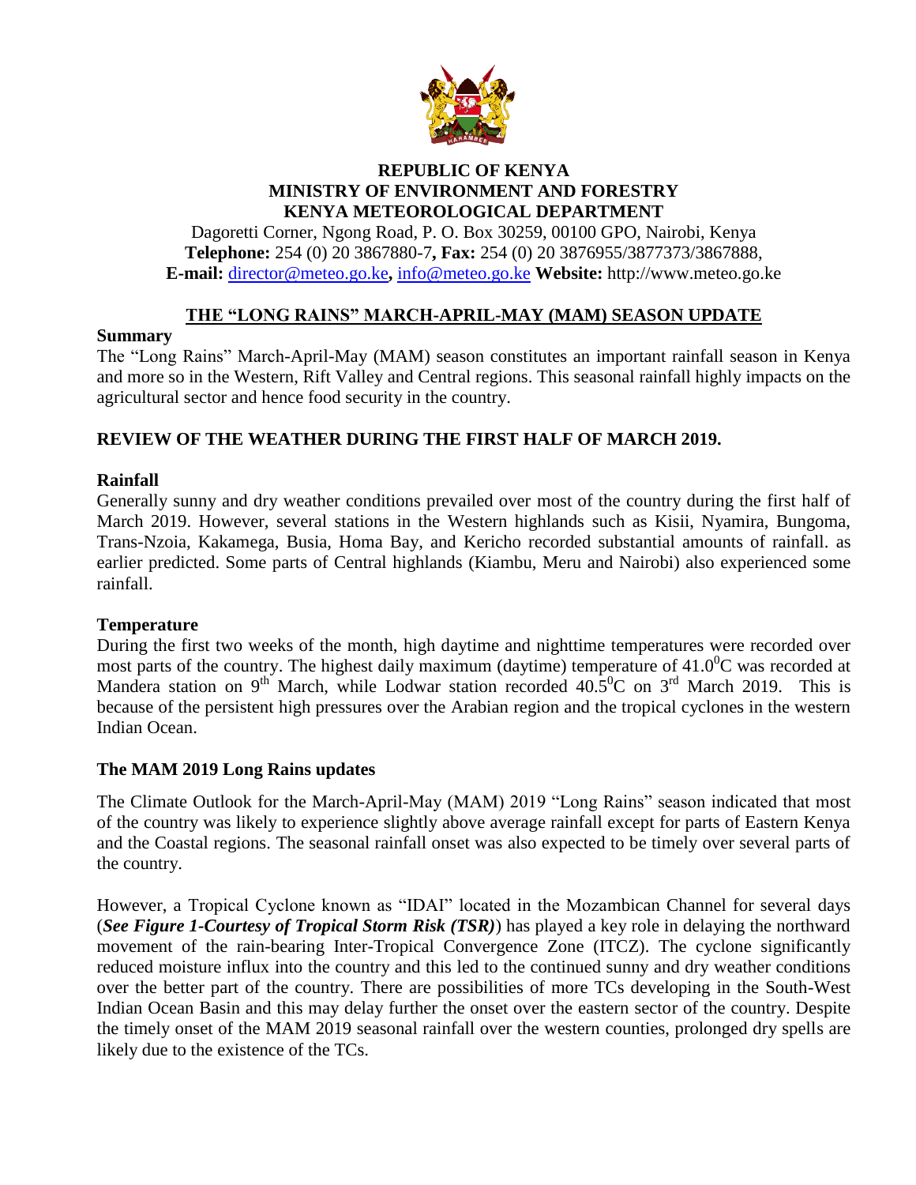**REPUBLIC OF KENYA**
**MINISTRY OF ENVIRONMENT AND FORESTRY**
**KENYA METEOROLOGICAL DEPARTMENT**

Dagoretti Corner, Ngong Road, P. O. Box 30259, 00100 GPO, Nairobi, Kenya
**Telephone:** 254 (0) 20 3867880-7**, Fax:** 254 (0) 20 3876955/3877373/3867888,
**E-mail:** director@meteo.go.ke**,** info@meteo.go.ke **Website:** http://www.meteo.go.ke

# THE "LONG RAINS" MARCH-APRIL-MAY (MAM) SEASON UPDATE

## Summary

The "Long Rains" March-April-May (MAM) season constitutes an important rainfall season in Kenya and more so in the Western, Rift Valley and Central regions. This seasonal rainfall highly impacts on the agricultural sector and hence food security in the country.

## REVIEW OF THE WEATHER DURING THE FIRST HALF OF MARCH 2019.

### Rainfall

Generally sunny and dry weather conditions prevailed over most of the country during the first half of March 2019. However, several stations in the Western highlands such as Kisii, Nyamira, Bungoma, Trans-Nzoia, Kakamega, Busia, Homa Bay, and Kericho recorded substantial amounts of rainfall. as earlier predicted. Some parts of Central highlands (Kiambu, Meru and Nairobi) also experienced some rainfall.

### Temperature

During the first two weeks of the month, high daytime and nighttime temperatures were recorded over most parts of the country. The highest daily maximum (daytime) temperature of $41.0^{0}$C was recorded at Mandera station on 9th March, while Lodwar station recorded $40.5^{0}$C on 3rd March 2019. This is because of the persistent high pressures over the Arabian region and the tropical cyclones in the western Indian Ocean.

### The MAM 2019 Long Rains updates

The Climate Outlook for the March-April-May (MAM) 2019 "Long Rains" season indicated that most of the country was likely to experience slightly above average rainfall except for parts of Eastern Kenya and the Coastal regions. The seasonal rainfall onset was also expected to be timely over several parts of the country.

However, a Tropical Cyclone known as "IDAI" located in the Mozambican Channel for several days (***See Figure 1-Courtesy of Tropical Storm Risk (TSR)***) has played a key role in delaying the northward movement of the rain-bearing Inter-Tropical Convergence Zone (ITCZ). The cyclone significantly reduced moisture influx into the country and this led to the continued sunny and dry weather conditions over the better part of the country. There are possibilities of more TCs developing in the South-West Indian Ocean Basin and this may delay further the onset over the eastern sector of the country. Despite the timely onset of the MAM 2019 seasonal rainfall over the western counties, prolonged dry spells are likely due to the existence of the TCs.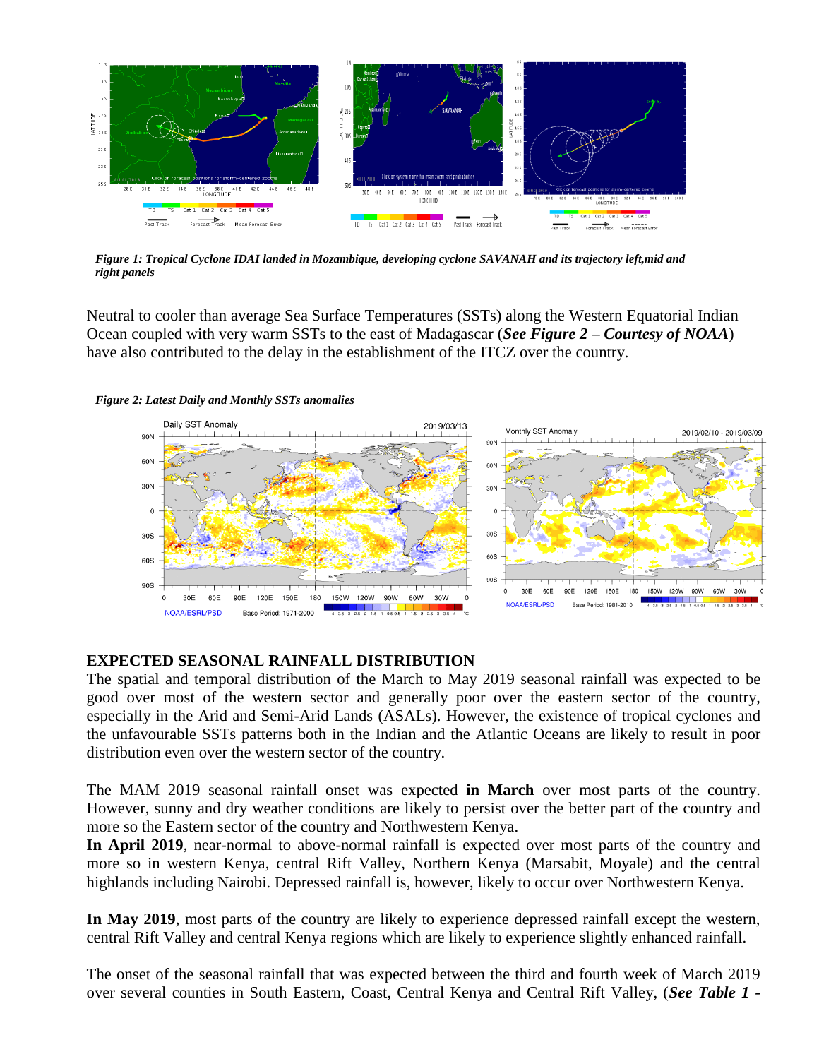*Figure 1: Tropical Cyclone IDAI landed in Mozambique, developing cyclone SAVANAH and its trajectory left,mid and right panels*

Neutral to cooler than average Sea Surface Temperatures (SSTs) along the Western Equatorial Indian Ocean coupled with very warm SSTs to the east of Madagascar (***See Figure 2 – Courtesy of NOAA***) have also contributed to the delay in the establishment of the ITCZ over the country.

*Figure 2: Latest Daily and Monthly SSTs anomalies*

## EXPECTED SEASONAL RAINFALL DISTRIBUTION

The spatial and temporal distribution of the March to May 2019 seasonal rainfall was expected to be good over most of the western sector and generally poor over the eastern sector of the country, especially in the Arid and Semi-Arid Lands (ASALs). However, the existence of tropical cyclones and the unfavourable SSTs patterns both in the Indian and the Atlantic Oceans are likely to result in poor distribution even over the western sector of the country.

The MAM 2019 seasonal rainfall onset was expected **in March** over most parts of the country. However, sunny and dry weather conditions are likely to persist over the better part of the country and more so the Eastern sector of the country and Northwestern Kenya.

**In April 2019**, near-normal to above-normal rainfall is expected over most parts of the country and more so in western Kenya, central Rift Valley, Northern Kenya (Marsabit, Moyale) and the central highlands including Nairobi. Depressed rainfall is, however, likely to occur over Northwestern Kenya.

**In May 2019**, most parts of the country are likely to experience depressed rainfall except the western, central Rift Valley and central Kenya regions which are likely to experience slightly enhanced rainfall.

The onset of the seasonal rainfall that was expected between the third and fourth week of March 2019 over several counties in South Eastern, Coast, Central Kenya and Central Rift Valley, (***See Table 1 -***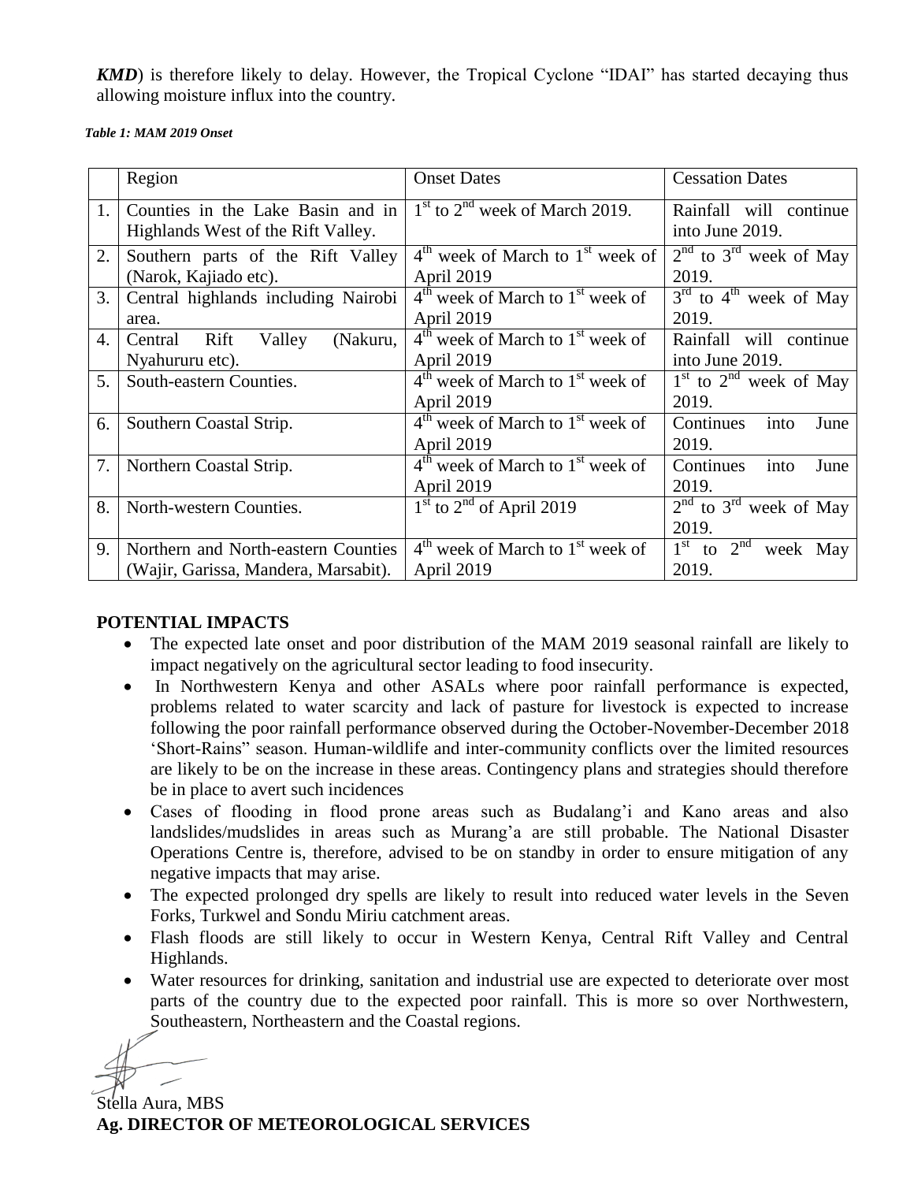***KMD***) is therefore likely to delay. However, the Tropical Cyclone "IDAI" has started decaying thus allowing moisture influx into the country.

***Table 1: MAM 2019 Onset***

| | Region | Onset Dates | Cessation Dates |
|---|---|---|---|
| 1. | Counties in the Lake Basin and in Highlands West of the Rift Valley. | 1st to 2nd week of March 2019. | Rainfall will continue into June 2019. |
| 2. | Southern parts of the Rift Valley (Narok, Kajiado etc). | 4th week of March to 1st week of April 2019 | 2nd to 3rd week of May 2019. |
| 3. | Central highlands including Nairobi area. | 4th week of March to 1st week of April 2019 | 3rd to 4th week of May 2019. |
| 4. | Central Rift Valley (Nakuru, Nyahururu etc). | 4th week of March to 1st week of April 2019 | Rainfall will continue into June 2019. |
| 5. | South-eastern Counties. | 4th week of March to 1st week of April 2019 | 1st to 2nd week of May 2019. |
| 6. | Southern Coastal Strip. | 4th week of March to 1st week of April 2019 | Continues into June 2019. |
| 7. | Northern Coastal Strip. | 4th week of March to 1st week of April 2019 | Continues into June 2019. |
| 8. | North-western Counties. | 1st to 2nd of April 2019 | 2nd to 3rd week of May 2019. |
| 9. | Northern and North-eastern Counties (Wajir, Garissa, Mandera, Marsabit). | 4th week of March to 1st week of April 2019 | 1st to 2nd week May 2019. |

## POTENTIAL IMPACTS

- The expected late onset and poor distribution of the MAM 2019 seasonal rainfall are likely to impact negatively on the agricultural sector leading to food insecurity.
- In Northwestern Kenya and other ASALs where poor rainfall performance is expected, problems related to water scarcity and lack of pasture for livestock is expected to increase following the poor rainfall performance observed during the October-November-December 2018 'Short-Rains" season. Human-wildlife and inter-community conflicts over the limited resources are likely to be on the increase in these areas. Contingency plans and strategies should therefore be in place to avert such incidences
- Cases of flooding in flood prone areas such as Budalang'i and Kano areas and also landslides/mudslides in areas such as Murang'a are still probable. The National Disaster Operations Centre is, therefore, advised to be on standby in order to ensure mitigation of any negative impacts that may arise.
- The expected prolonged dry spells are likely to result into reduced water levels in the Seven Forks, Turkwel and Sondu Miriu catchment areas.
- Flash floods are still likely to occur in Western Kenya, Central Rift Valley and Central Highlands.
- Water resources for drinking, sanitation and industrial use are expected to deteriorate over most parts of the country due to the expected poor rainfall. This is more so over Northwestern, Southeastern, Northeastern and the Coastal regions.

Stella Aura, MBS
**Ag. DIRECTOR OF METEOROLOGICAL SERVICES**